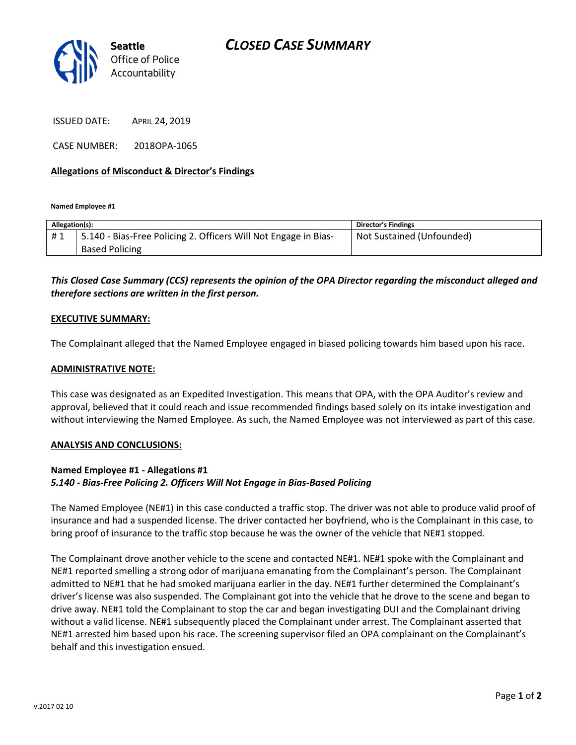Seattle Office of Police Accountability

# CLOSED CASE SUMMARY

ISSUED DATE: APRIL 24, 2019

CASE NUMBER: 2018OPA-1065

**Allegations of Misconduct & Director's Findings**

**Named Employee #1**

| Allegation(s): | | Director's Findings |
|---|---|---|
| # 1 | 5.140 - Bias-Free Policing 2. Officers Will Not Engage in Bias-Based Policing | Not Sustained (Unfounded) |

***This Closed Case Summary (CCS) represents the opinion of the OPA Director regarding the misconduct alleged and therefore sections are written in the first person.***

**EXECUTIVE SUMMARY:**

The Complainant alleged that the Named Employee engaged in biased policing towards him based upon his race.

**ADMINISTRATIVE NOTE:**

This case was designated as an Expedited Investigation. This means that OPA, with the OPA Auditor's review and approval, believed that it could reach and issue recommended findings based solely on its intake investigation and without interviewing the Named Employee. As such, the Named Employee was not interviewed as part of this case.

**ANALYSIS AND CONCLUSIONS:**

**Named Employee #1 - Allegations #1**
***5.140 - Bias-Free Policing 2. Officers Will Not Engage in Bias-Based Policing***

The Named Employee (NE#1) in this case conducted a traffic stop. The driver was not able to produce valid proof of insurance and had a suspended license. The driver contacted her boyfriend, who is the Complainant in this case, to bring proof of insurance to the traffic stop because he was the owner of the vehicle that NE#1 stopped.

The Complainant drove another vehicle to the scene and contacted NE#1. NE#1 spoke with the Complainant and NE#1 reported smelling a strong odor of marijuana emanating from the Complainant's person. The Complainant admitted to NE#1 that he had smoked marijuana earlier in the day. NE#1 further determined the Complainant's driver's license was also suspended. The Complainant got into the vehicle that he drove to the scene and began to drive away. NE#1 told the Complainant to stop the car and began investigating DUI and the Complainant driving without a valid license. NE#1 subsequently placed the Complainant under arrest. The Complainant asserted that NE#1 arrested him based upon his race. The screening supervisor filed an OPA complainant on the Complainant's behalf and this investigation ensued.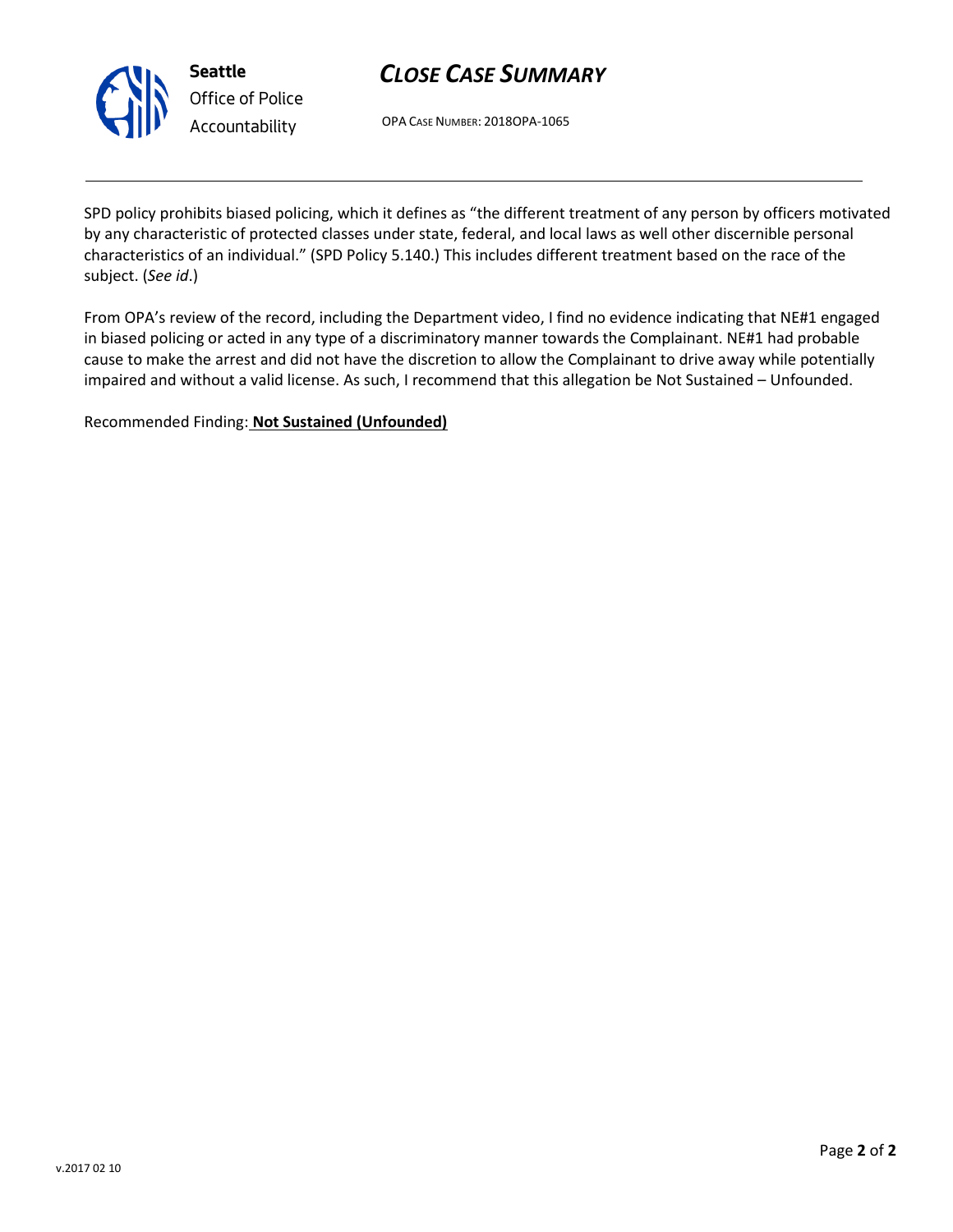SPD policy prohibits biased policing, which it defines as "the different treatment of any person by officers motivated by any characteristic of protected classes under state, federal, and local laws as well other discernible personal characteristics of an individual." (SPD Policy 5.140.) This includes different treatment based on the race of the subject. (*See id*.)

From OPA's review of the record, including the Department video, I find no evidence indicating that NE#1 engaged in biased policing or acted in any type of a discriminatory manner towards the Complainant. NE#1 had probable cause to make the arrest and did not have the discretion to allow the Complainant to drive away while potentially impaired and without a valid license. As such, I recommend that this allegation be Not Sustained – Unfounded.

Recommended Finding: **Not Sustained (Unfounded)**